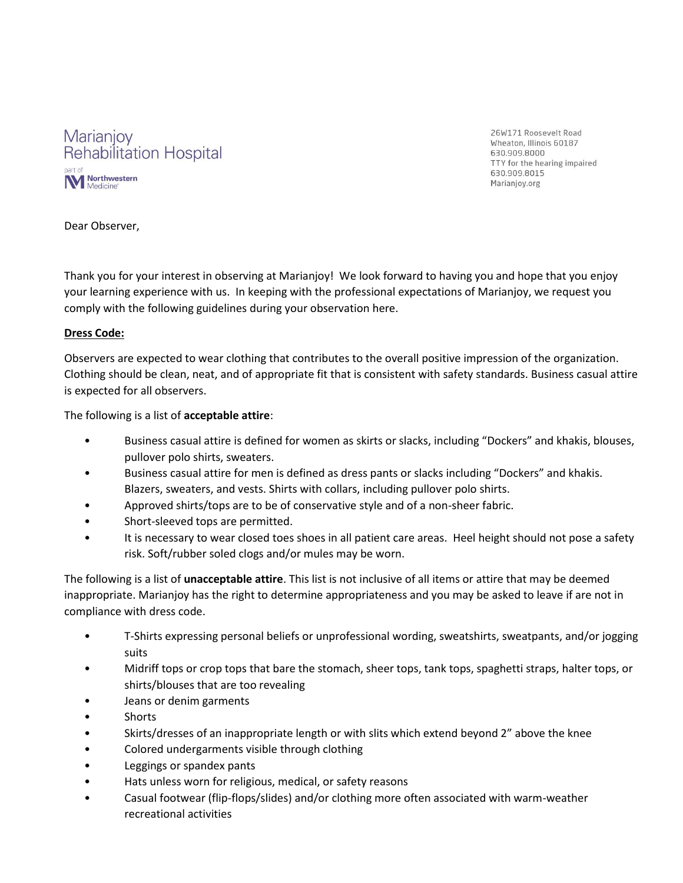Marianjoy
Rehabilitation Hospital
part of
Northwestern Medicine

26W171 Roosevelt Road
Wheaton, Illinois 60187
630.909.8000
TTY for the hearing impaired
630.909.8015
Marianjoy.org

Dear Observer,

Thank you for your interest in observing at Marianjoy! We look forward to having you and hope that you enjoy your learning experience with us. In keeping with the professional expectations of Marianjoy, we request you comply with the following guidelines during your observation here.

**Dress Code:**

Observers are expected to wear clothing that contributes to the overall positive impression of the organization. Clothing should be clean, neat, and of appropriate fit that is consistent with safety standards. Business casual attire is expected for all observers.

The following is a list of **acceptable attire**:

- Business casual attire is defined for women as skirts or slacks, including "Dockers" and khakis, blouses, pullover polo shirts, sweaters.
- Business casual attire for men is defined as dress pants or slacks including "Dockers" and khakis. Blazers, sweaters, and vests. Shirts with collars, including pullover polo shirts.
- Approved shirts/tops are to be of conservative style and of a non-sheer fabric.
- Short-sleeved tops are permitted.
- It is necessary to wear closed toes shoes in all patient care areas. Heel height should not pose a safety risk. Soft/rubber soled clogs and/or mules may be worn.

The following is a list of **unacceptable attire**. This list is not inclusive of all items or attire that may be deemed inappropriate. Marianjoy has the right to determine appropriateness and you may be asked to leave if are not in compliance with dress code.

- T-Shirts expressing personal beliefs or unprofessional wording, sweatshirts, sweatpants, and/or jogging suits
- Midriff tops or crop tops that bare the stomach, sheer tops, tank tops, spaghetti straps, halter tops, or shirts/blouses that are too revealing
- Jeans or denim garments
- Shorts
- Skirts/dresses of an inappropriate length or with slits which extend beyond 2" above the knee
- Colored undergarments visible through clothing
- Leggings or spandex pants
- Hats unless worn for religious, medical, or safety reasons
- Casual footwear (flip-flops/slides) and/or clothing more often associated with warm-weather recreational activities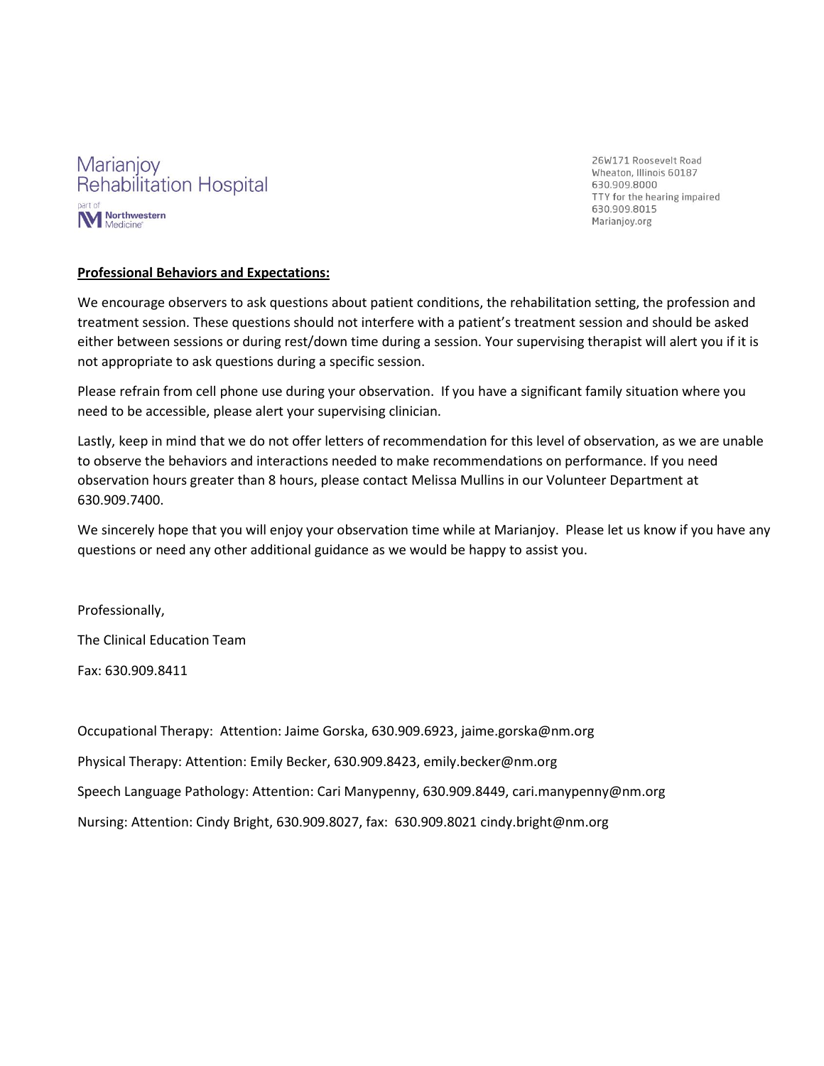Marianjoy
Rehabilitation Hospital
part of
Northwestern Medicine

26W171 Roosevelt Road
Wheaton, Illinois 60187
630.909.8000
TTY for the hearing impaired
630.909.8015
Marianjoy.org

**Professional Behaviors and Expectations:**

We encourage observers to ask questions about patient conditions, the rehabilitation setting, the profession and treatment session. These questions should not interfere with a patient's treatment session and should be asked either between sessions or during rest/down time during a session. Your supervising therapist will alert you if it is not appropriate to ask questions during a specific session.

Please refrain from cell phone use during your observation. If you have a significant family situation where you need to be accessible, please alert your supervising clinician.

Lastly, keep in mind that we do not offer letters of recommendation for this level of observation, as we are unable to observe the behaviors and interactions needed to make recommendations on performance. If you need observation hours greater than 8 hours, please contact Melissa Mullins in our Volunteer Department at 630.909.7400.

We sincerely hope that you will enjoy your observation time while at Marianjoy. Please let us know if you have any questions or need any other additional guidance as we would be happy to assist you.

Professionally,

The Clinical Education Team

Fax: 630.909.8411

Occupational Therapy: Attention: Jaime Gorska, 630.909.6923, jaime.gorska@nm.org

Physical Therapy: Attention: Emily Becker, 630.909.8423, emily.becker@nm.org

Speech Language Pathology: Attention: Cari Manypenny, 630.909.8449, cari.manypenny@nm.org

Nursing: Attention: Cindy Bright, 630.909.8027, fax: 630.909.8021 cindy.bright@nm.org